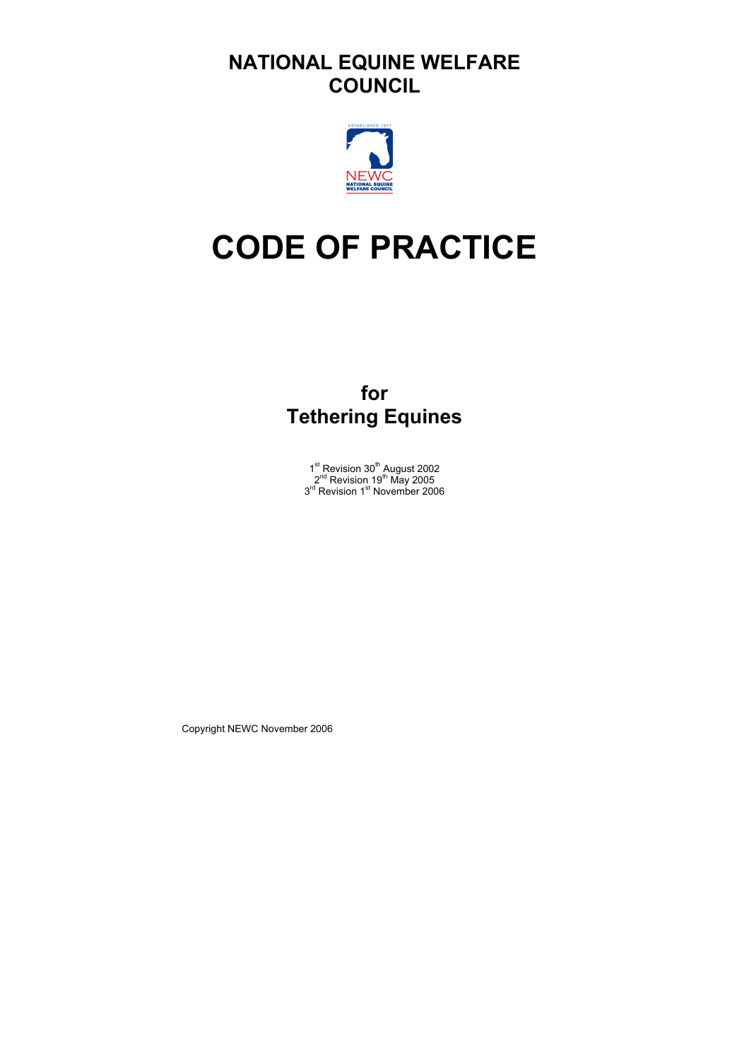# NATIONAL EQUINE WELFARE COUNCIL

# CODE OF PRACTICE

## for Tethering Equines

1st Revision 30th August 2002
2nd Revision 19th May 2005
3rd Revision 1st November 2006

Copyright NEWC November 2006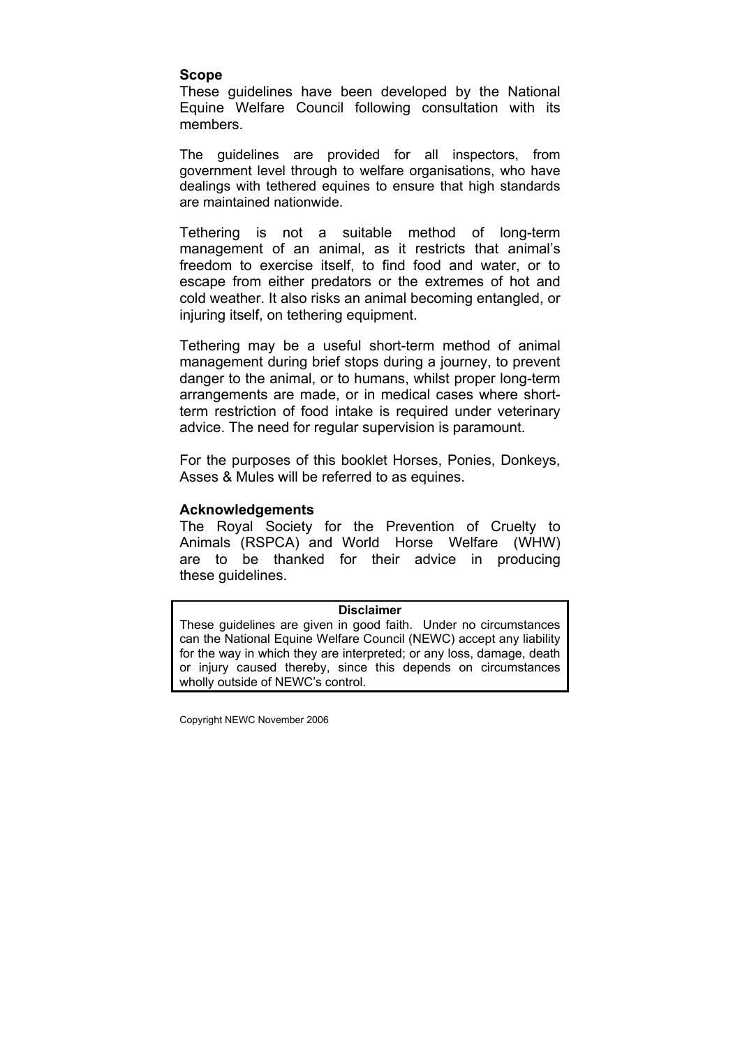## Scope

These guidelines have been developed by the National Equine Welfare Council following consultation with its members.

The guidelines are provided for all inspectors, from government level through to welfare organisations, who have dealings with tethered equines to ensure that high standards are maintained nationwide.

Tethering is not a suitable method of long-term management of an animal, as it restricts that animal's freedom to exercise itself, to find food and water, or to escape from either predators or the extremes of hot and cold weather. It also risks an animal becoming entangled, or injuring itself, on tethering equipment.

Tethering may be a useful short-term method of animal management during brief stops during a journey, to prevent danger to the animal, or to humans, whilst proper long-term arrangements are made, or in medical cases where short-term restriction of food intake is required under veterinary advice. The need for regular supervision is paramount.

For the purposes of this booklet Horses, Ponies, Donkeys, Asses & Mules will be referred to as equines.

## Acknowledgements

The Royal Society for the Prevention of Cruelty to Animals (RSPCA) and World Horse Welfare (WHW) are to be thanked for their advice in producing these guidelines.

**Disclaimer**

These guidelines are given in good faith. Under no circumstances can the National Equine Welfare Council (NEWC) accept any liability for the way in which they are interpreted; or any loss, damage, death or injury caused thereby, since this depends on circumstances wholly outside of NEWC's control.

Copyright NEWC November 2006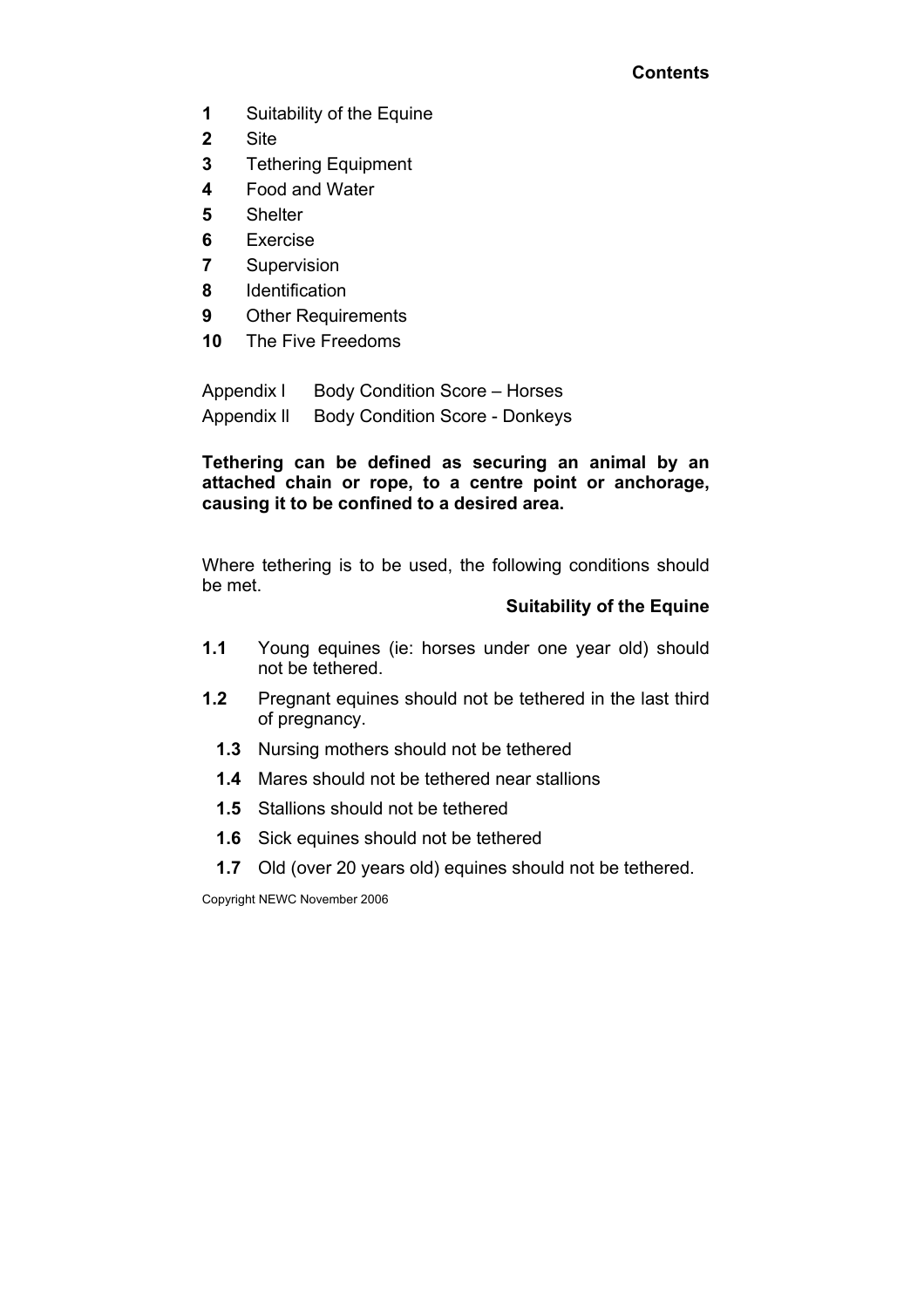## Contents

**1** Suitability of the Equine
**2** Site
**3** Tethering Equipment
**4** Food and Water
**5** Shelter
**6** Exercise
**7** Supervision
**8** Identification
**9** Other Requirements
**10** The Five Freedoms

Appendix I Body Condition Score – Horses
Appendix II Body Condition Score - Donkeys

**Tethering can be defined as securing an animal by an attached chain or rope, to a centre point or anchorage, causing it to be confined to a desired area.**

Where tethering is to be used, the following conditions should be met.

### Suitability of the Equine

**1.1** Young equines (ie: horses under one year old) should not be tethered.

**1.2** Pregnant equines should not be tethered in the last third of pregnancy.

**1.3** Nursing mothers should not be tethered

**1.4** Mares should not be tethered near stallions

**1.5** Stallions should not be tethered

**1.6** Sick equines should not be tethered

**1.7** Old (over 20 years old) equines should not be tethered.

Copyright NEWC November 2006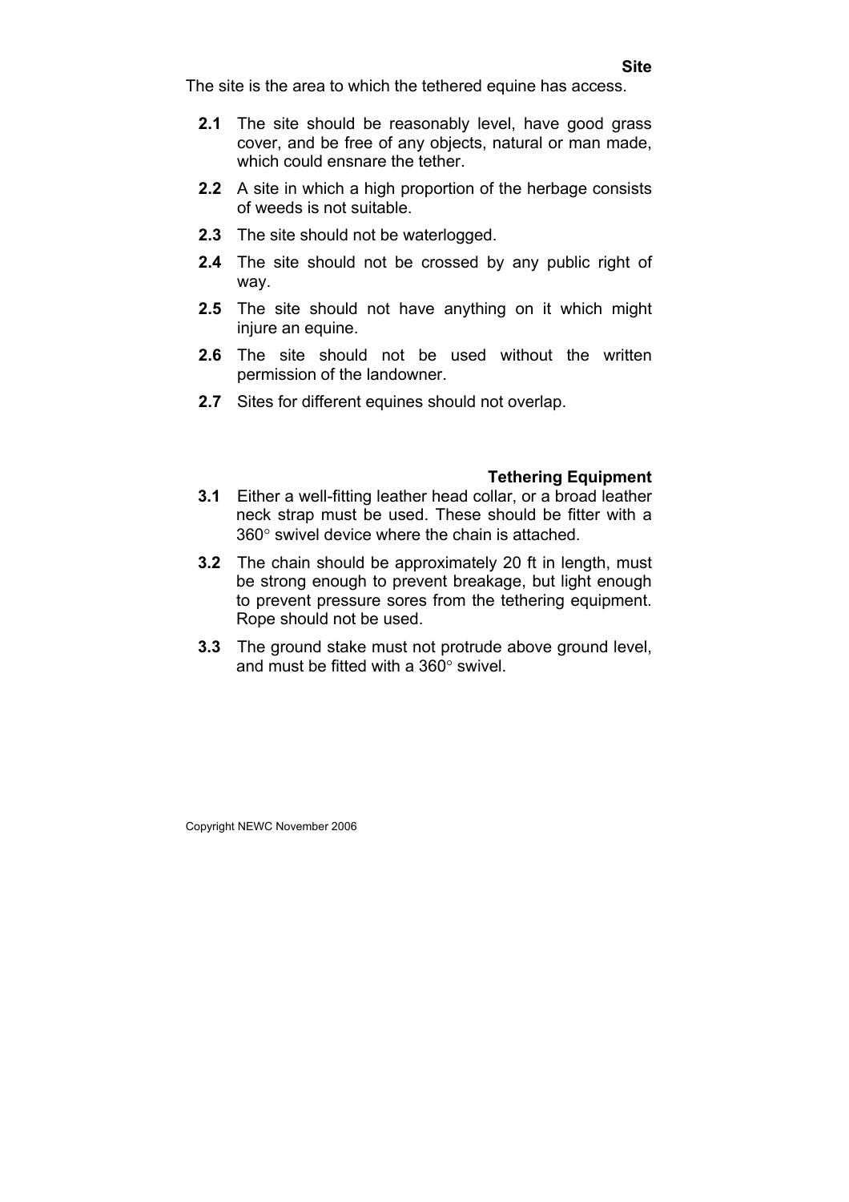## Site

The site is the area to which the tethered equine has access.

**2.1** The site should be reasonably level, have good grass cover, and be free of any objects, natural or man made, which could ensnare the tether.

**2.2** A site in which a high proportion of the herbage consists of weeds is not suitable.

**2.3** The site should not be waterlogged.

**2.4** The site should not be crossed by any public right of way.

**2.5** The site should not have anything on it which might injure an equine.

**2.6** The site should not be used without the written permission of the landowner.

**2.7** Sites for different equines should not overlap.

## Tethering Equipment

**3.1** Either a well-fitting leather head collar, or a broad leather neck strap must be used. These should be fitter with a 360° swivel device where the chain is attached.

**3.2** The chain should be approximately 20 ft in length, must be strong enough to prevent breakage, but light enough to prevent pressure sores from the tethering equipment. Rope should not be used.

**3.3** The ground stake must not protrude above ground level, and must be fitted with a 360° swivel.

Copyright NEWC November 2006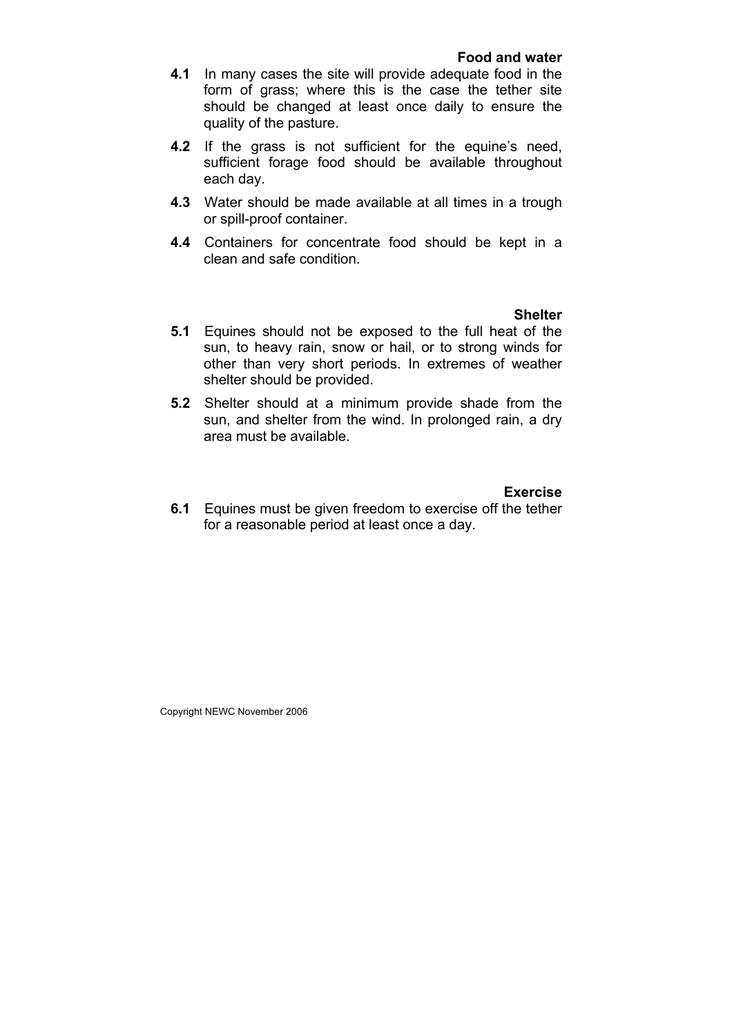## Food and water

**4.1** In many cases the site will provide adequate food in the form of grass; where this is the case the tether site should be changed at least once daily to ensure the quality of the pasture.

**4.2** If the grass is not sufficient for the equine's need, sufficient forage food should be available throughout each day.

**4.3** Water should be made available at all times in a trough or spill-proof container.

**4.4** Containers for concentrate food should be kept in a clean and safe condition.

## Shelter

**5.1** Equines should not be exposed to the full heat of the sun, to heavy rain, snow or hail, or to strong winds for other than very short periods. In extremes of weather shelter should be provided.

**5.2** Shelter should at a minimum provide shade from the sun, and shelter from the wind. In prolonged rain, a dry area must be available.

## Exercise

**6.1** Equines must be given freedom to exercise off the tether for a reasonable period at least once a day.

Copyright NEWC November 2006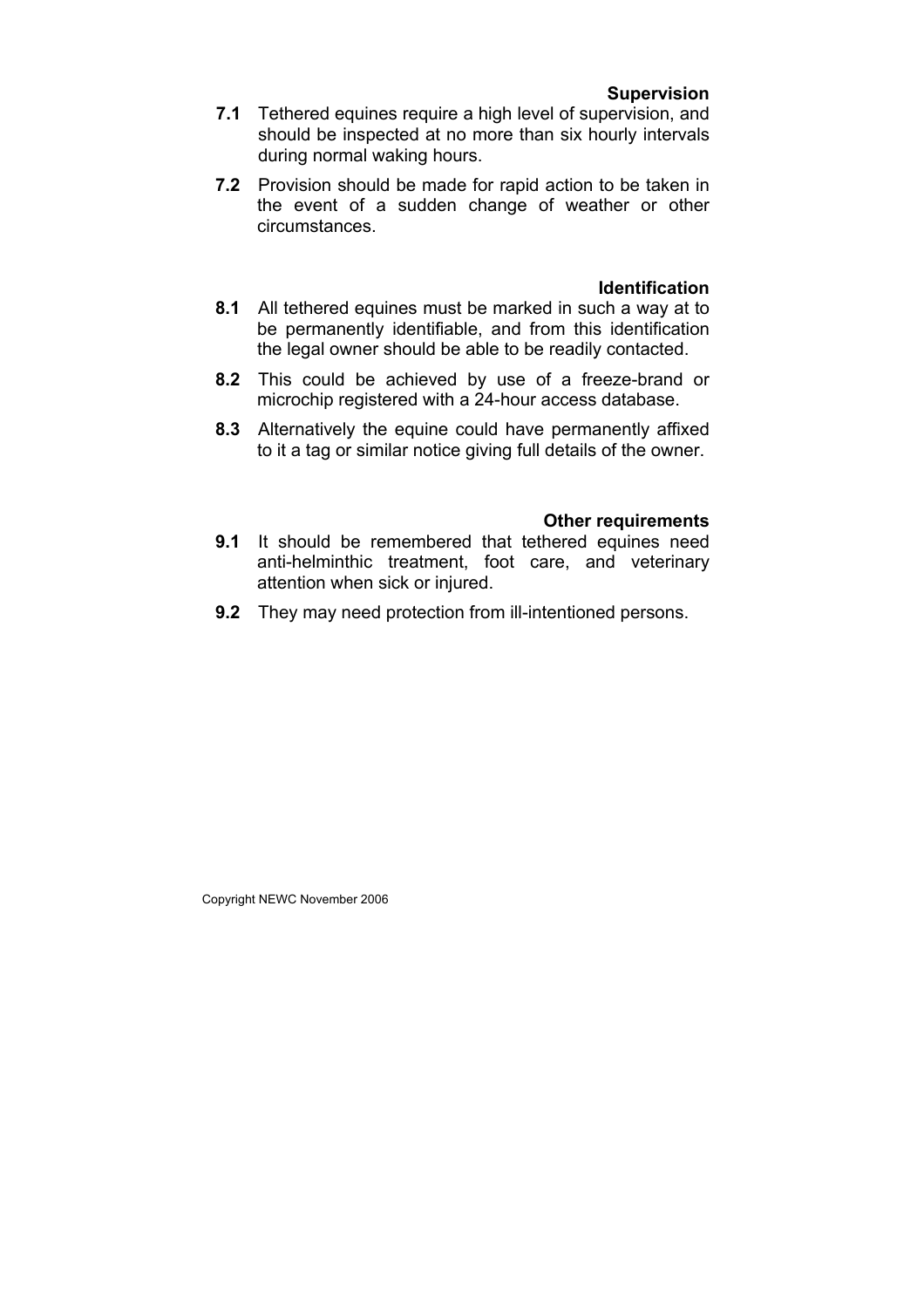### Supervision

**7.1** Tethered equines require a high level of supervision, and should be inspected at no more than six hourly intervals during normal waking hours.

**7.2** Provision should be made for rapid action to be taken in the event of a sudden change of weather or other circumstances.

### Identification

**8.1** All tethered equines must be marked in such a way at to be permanently identifiable, and from this identification the legal owner should be able to be readily contacted.

**8.2** This could be achieved by use of a freeze-brand or microchip registered with a 24-hour access database.

**8.3** Alternatively the equine could have permanently affixed to it a tag or similar notice giving full details of the owner.

### Other requirements

**9.1** It should be remembered that tethered equines need anti-helminthic treatment, foot care, and veterinary attention when sick or injured.

**9.2** They may need protection from ill-intentioned persons.

Copyright NEWC November 2006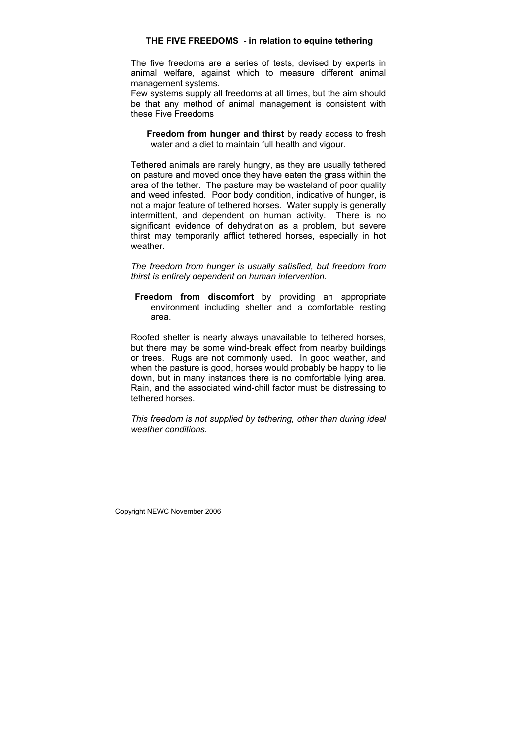## THE FIVE FREEDOMS - in relation to equine tethering

The five freedoms are a series of tests, devised by experts in animal welfare, against which to measure different animal management systems.
Few systems supply all freedoms at all times, but the aim should be that any method of animal management is consistent with these Five Freedoms

**Freedom from hunger and thirst** by ready access to fresh water and a diet to maintain full health and vigour.

Tethered animals are rarely hungry, as they are usually tethered on pasture and moved once they have eaten the grass within the area of the tether. The pasture may be wasteland of poor quality and weed infested. Poor body condition, indicative of hunger, is not a major feature of tethered horses. Water supply is generally intermittent, and dependent on human activity. There is no significant evidence of dehydration as a problem, but severe thirst may temporarily afflict tethered horses, especially in hot weather.

*The freedom from hunger is usually satisfied, but freedom from thirst is entirely dependent on human intervention.*

**Freedom from discomfort** by providing an appropriate environment including shelter and a comfortable resting area.

Roofed shelter is nearly always unavailable to tethered horses, but there may be some wind-break effect from nearby buildings or trees. Rugs are not commonly used. In good weather, and when the pasture is good, horses would probably be happy to lie down, but in many instances there is no comfortable lying area. Rain, and the associated wind-chill factor must be distressing to tethered horses.

*This freedom is not supplied by tethering, other than during ideal weather conditions.*

Copyright NEWC November 2006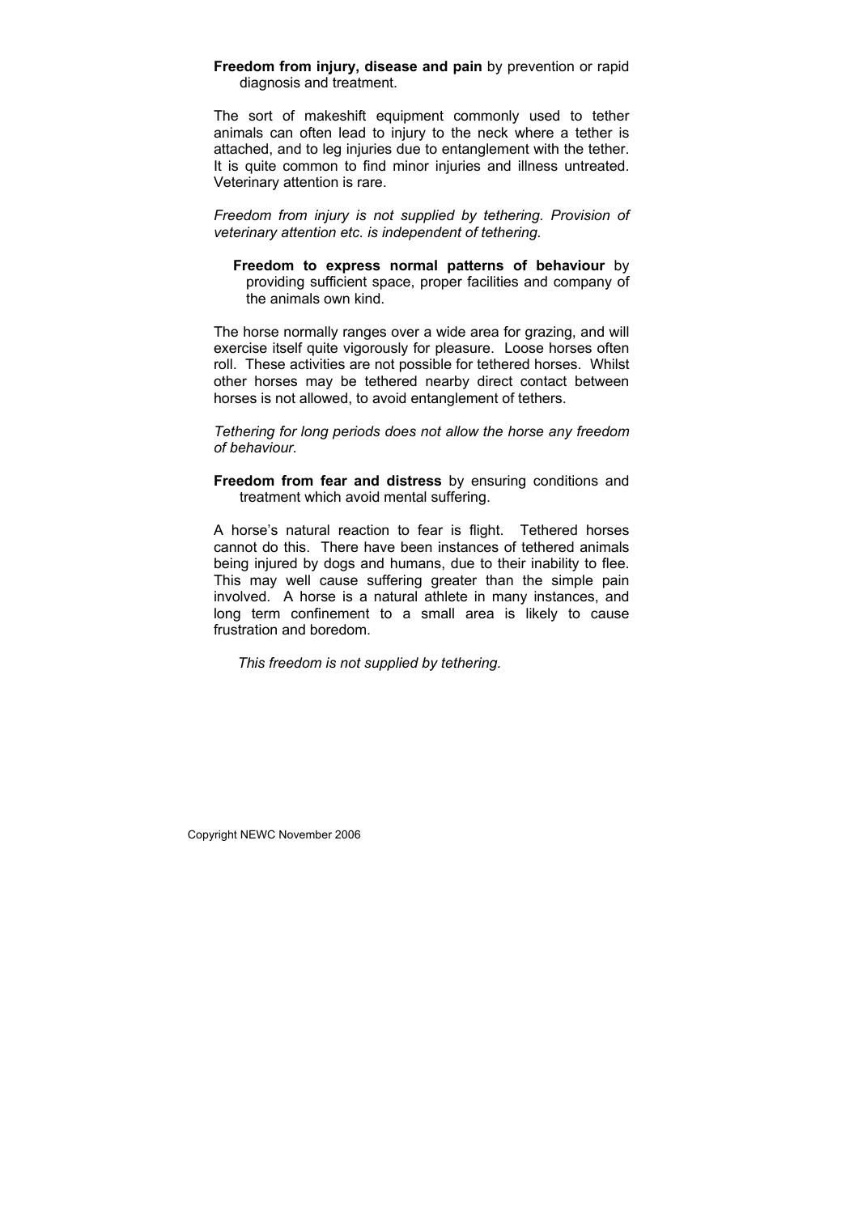**Freedom from injury, disease and pain** by prevention or rapid diagnosis and treatment.

The sort of makeshift equipment commonly used to tether animals can often lead to injury to the neck where a tether is attached, and to leg injuries due to entanglement with the tether. It is quite common to find minor injuries and illness untreated. Veterinary attention is rare.

*Freedom from injury is not supplied by tethering. Provision of veterinary attention etc. is independent of tethering.*

**Freedom to express normal patterns of behaviour** by providing sufficient space, proper facilities and company of the animals own kind.

The horse normally ranges over a wide area for grazing, and will exercise itself quite vigorously for pleasure. Loose horses often roll. These activities are not possible for tethered horses. Whilst other horses may be tethered nearby direct contact between horses is not allowed, to avoid entanglement of tethers.

*Tethering for long periods does not allow the horse any freedom of behaviour.*

**Freedom from fear and distress** by ensuring conditions and treatment which avoid mental suffering.

A horse's natural reaction to fear is flight. Tethered horses cannot do this. There have been instances of tethered animals being injured by dogs and humans, due to their inability to flee. This may well cause suffering greater than the simple pain involved. A horse is a natural athlete in many instances, and long term confinement to a small area is likely to cause frustration and boredom.

*This freedom is not supplied by tethering.*

Copyright NEWC November 2006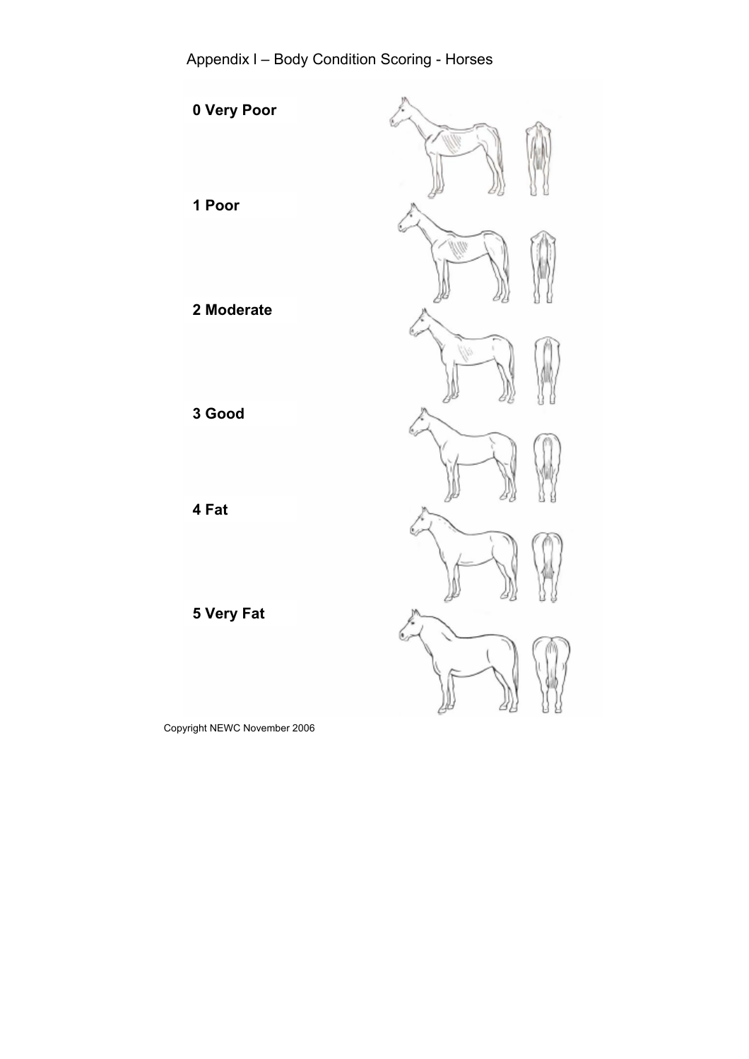Appendix I – Body Condition Scoring - Horses

**0 Very Poor**

**1 Poor**

**2 Moderate**

**3 Good**

**4 Fat**

**5 Very Fat**

Copyright NEWC November 2006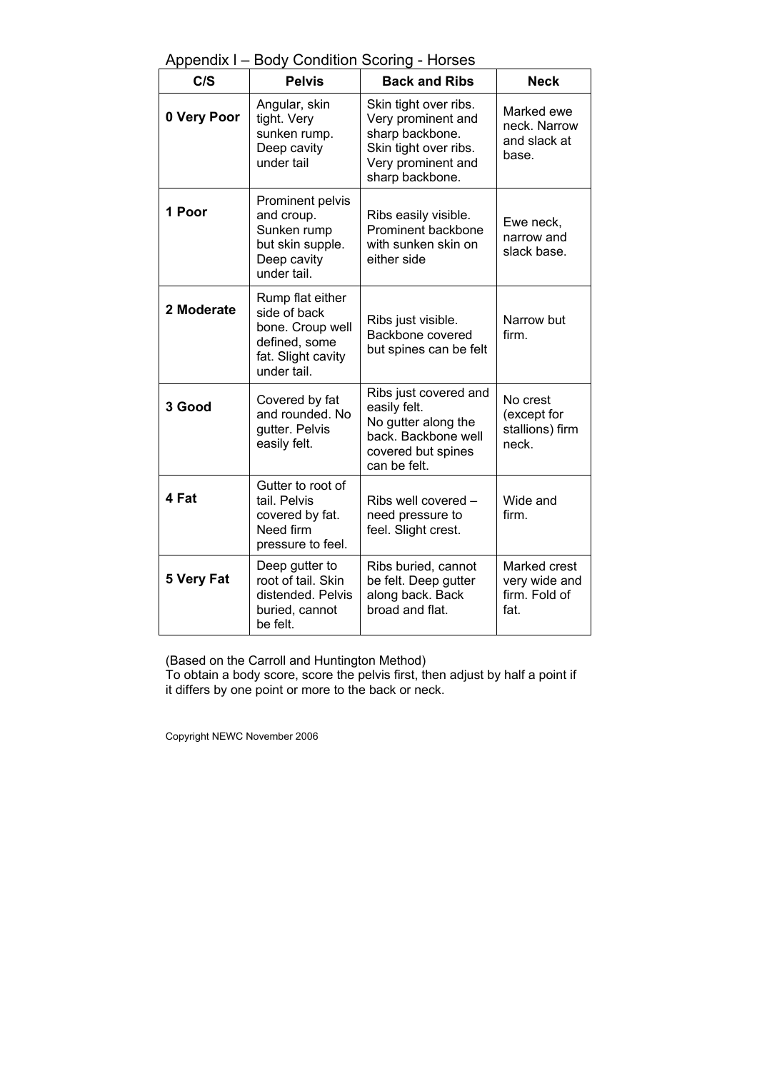## Appendix I – Body Condition Scoring - Horses

| C/S | Pelvis | Back and Ribs | Neck |
|---|---|---|---|
| **0 Very Poor** | Angular, skin tight. Very sunken rump. Deep cavity under tail | Skin tight over ribs. Very prominent and sharp backbone. Skin tight over ribs. Very prominent and sharp backbone. | Marked ewe neck. Narrow and slack at base. |
| **1 Poor** | Prominent pelvis and croup. Sunken rump but skin supple. Deep cavity under tail. | Ribs easily visible. Prominent backbone with sunken skin on either side | Ewe neck, narrow and slack base. |
| **2 Moderate** | Rump flat either side of back bone. Croup well defined, some fat. Slight cavity under tail. | Ribs just visible. Backbone covered but spines can be felt | Narrow but firm. |
| **3 Good** | Covered by fat and rounded. No gutter. Pelvis easily felt. | Ribs just covered and easily felt. No gutter along the back. Backbone well covered but spines can be felt. | No crest (except for stallions) firm neck. |
| **4 Fat** | Gutter to root of tail. Pelvis covered by fat. Need firm pressure to feel. | Ribs well covered – need pressure to feel. Slight crest. | Wide and firm. |
| **5 Very Fat** | Deep gutter to root of tail. Skin distended. Pelvis buried, cannot be felt. | Ribs buried, cannot be felt. Deep gutter along back. Back broad and flat. | Marked crest very wide and firm. Fold of fat. |

(Based on the Carroll and Huntington Method)
To obtain a body score, score the pelvis first, then adjust by half a point if it differs by one point or more to the back or neck.

Copyright NEWC November 2006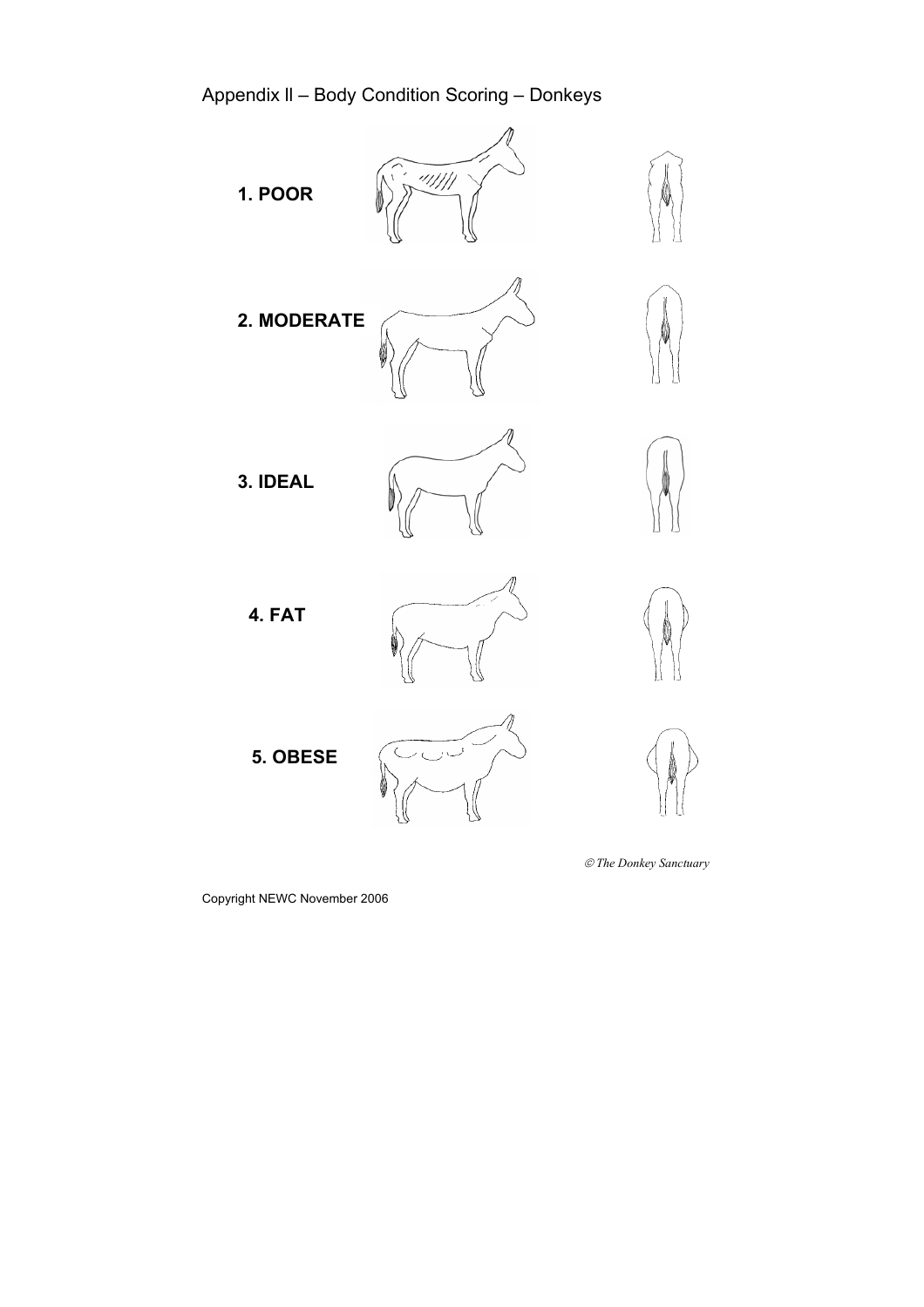Appendix ll – Body Condition Scoring – Donkeys

**1. POOR**

**2. MODERATE**

**3. IDEAL**

**4. FAT**

**5. OBESE**

*© The Donkey Sanctuary*

Copyright NEWC November 2006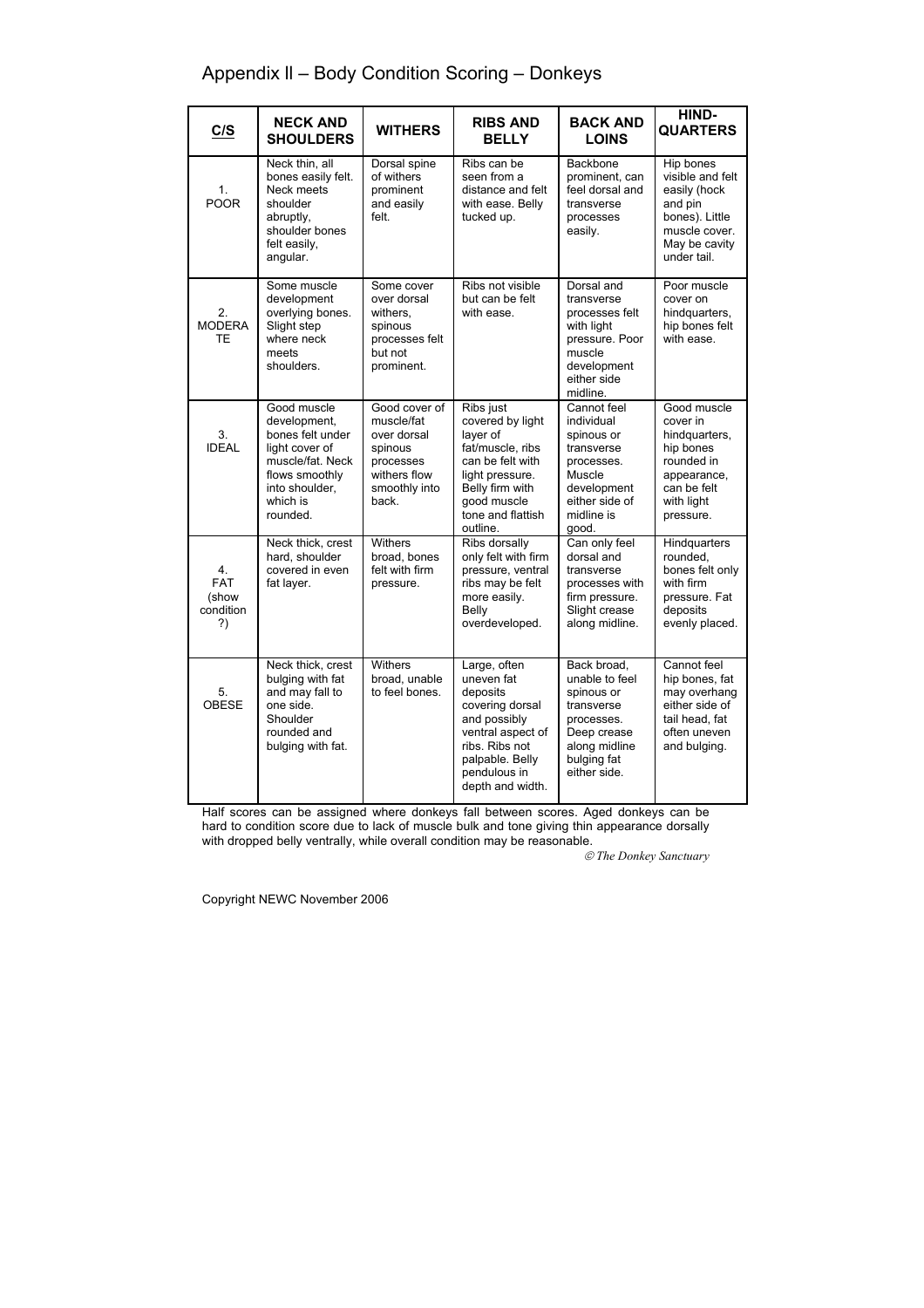# Appendix II – Body Condition Scoring – Donkeys

| C/S | NECK AND SHOULDERS | WITHERS | RIBS AND BELLY | BACK AND LOINS | HIND-QUARTERS |
|---|---|---|---|---|---|
| 1. POOR | Neck thin, all bones easily felt. Neck meets shoulder abruptly, shoulder bones felt easily, angular. | Dorsal spine of withers prominent and easily felt. | Ribs can be seen from a distance and felt with ease. Belly tucked up. | Backbone prominent, can feel dorsal and transverse processes easily. | Hip bones visible and felt easily (hock and pin bones). Little muscle cover. May be cavity under tail. |
| 2. MODERATE | Some muscle development overlying bones. Slight step where neck meets shoulders. | Some cover over dorsal withers, spinous processes felt but not prominent. | Ribs not visible but can be felt with ease. | Dorsal and transverse processes felt with light pressure. Poor muscle development either side midline. | Poor muscle cover on hindquarters, hip bones felt with ease. |
| 3. IDEAL | Good muscle development, bones felt under light cover of muscle/fat. Neck flows smoothly into shoulder, which is rounded. | Good cover of muscle/fat over dorsal spinous processes withers flow smoothly into back. | Ribs just covered by light layer of fat/muscle, ribs can be felt with light pressure. Belly firm with good muscle tone and flattish outline. | Cannot feel individual spinous or transverse processes. Muscle development either side of midline is good. | Good muscle cover in hindquarters, hip bones rounded in appearance, can be felt with light pressure. |
| 4. FAT (show condition ?) | Neck thick, crest hard, shoulder covered in even fat layer. | Withers broad, bones felt with firm pressure. | Ribs dorsally only felt with firm pressure, ventral ribs may be felt more easily. Belly overdeveloped. | Can only feel dorsal and transverse processes with firm pressure. Slight crease along midline. | Hindquarters rounded, bones felt only with firm pressure. Fat deposits evenly placed. |
| 5. OBESE | Neck thick, crest bulging with fat and may fall to one side. Shoulder rounded and bulging with fat. | Withers broad, unable to feel bones. | Large, often uneven fat deposits covering dorsal and possibly ventral aspect of ribs. Ribs not palpable. Belly pendulous in depth and width. | Back broad, unable to feel spinous or transverse processes. Deep crease along midline bulging fat either side. | Cannot feel hip bones, fat may overhang either side of tail head, fat often uneven and bulging. |

Half scores can be assigned where donkeys fall between scores. Aged donkeys can be hard to condition score due to lack of muscle bulk and tone giving thin appearance dorsally with dropped belly ventrally, while overall condition may be reasonable.

*© The Donkey Sanctuary*

Copyright NEWC November 2006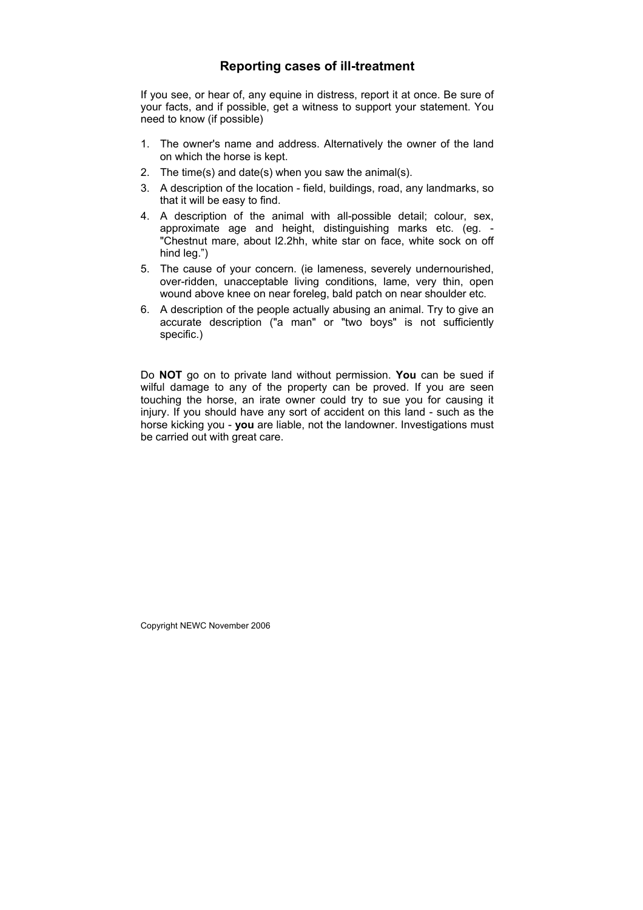## Reporting cases of ill-treatment

If you see, or hear of, any equine in distress, report it at once. Be sure of your facts, and if possible, get a witness to support your statement. You need to know (if possible)

1. The owner's name and address. Alternatively the owner of the land on which the horse is kept.
2. The time(s) and date(s) when you saw the animal(s).
3. A description of the location - field, buildings, road, any landmarks, so that it will be easy to find.
4. A description of the animal with all-possible detail; colour, sex, approximate age and height, distinguishing marks etc. (eg. - "Chestnut mare, about l2.2hh, white star on face, white sock on off hind leg.")
5. The cause of your concern. (ie lameness, severely undernourished, over-ridden, unacceptable living conditions, lame, very thin, open wound above knee on near foreleg, bald patch on near shoulder etc.
6. A description of the people actually abusing an animal. Try to give an accurate description ("a man" or "two boys" is not sufficiently specific.)

Do **NOT** go on to private land without permission. **You** can be sued if wilful damage to any of the property can be proved. If you are seen touching the horse, an irate owner could try to sue you for causing it injury. If you should have any sort of accident on this land - such as the horse kicking you - **you** are liable, not the landowner. Investigations must be carried out with great care.

Copyright NEWC November 2006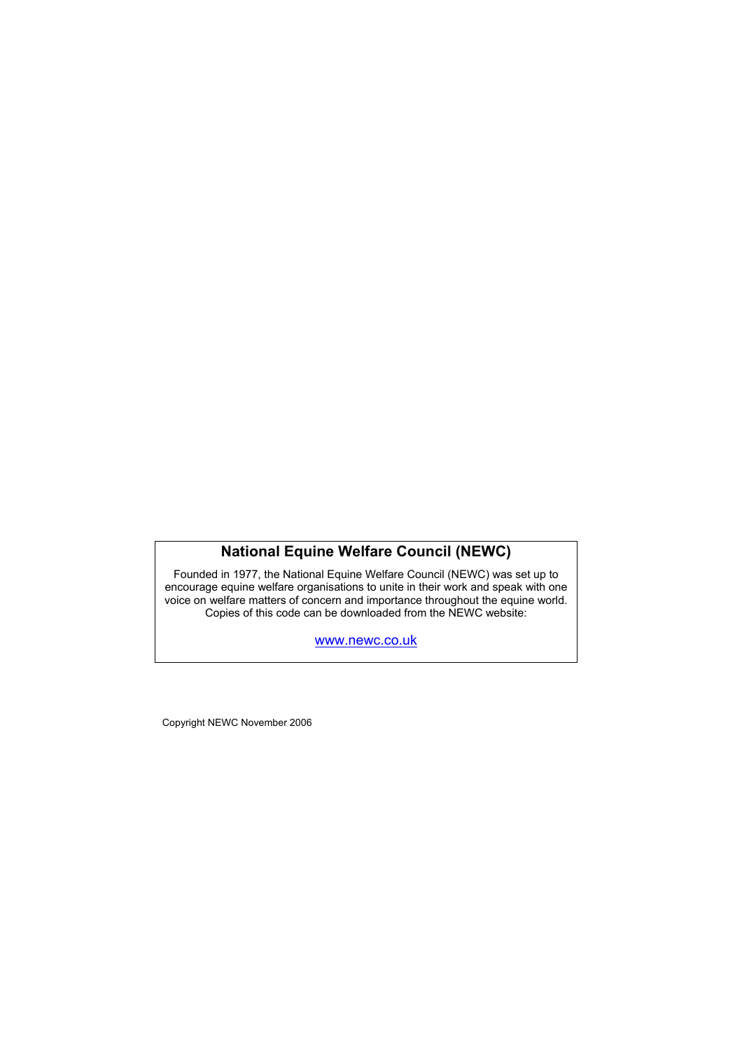## National Equine Welfare Council (NEWC)

Founded in 1977, the National Equine Welfare Council (NEWC) was set up to encourage equine welfare organisations to unite in their work and speak with one voice on welfare matters of concern and importance throughout the equine world. Copies of this code can be downloaded from the NEWC website:

www.newc.co.uk

Copyright NEWC November 2006